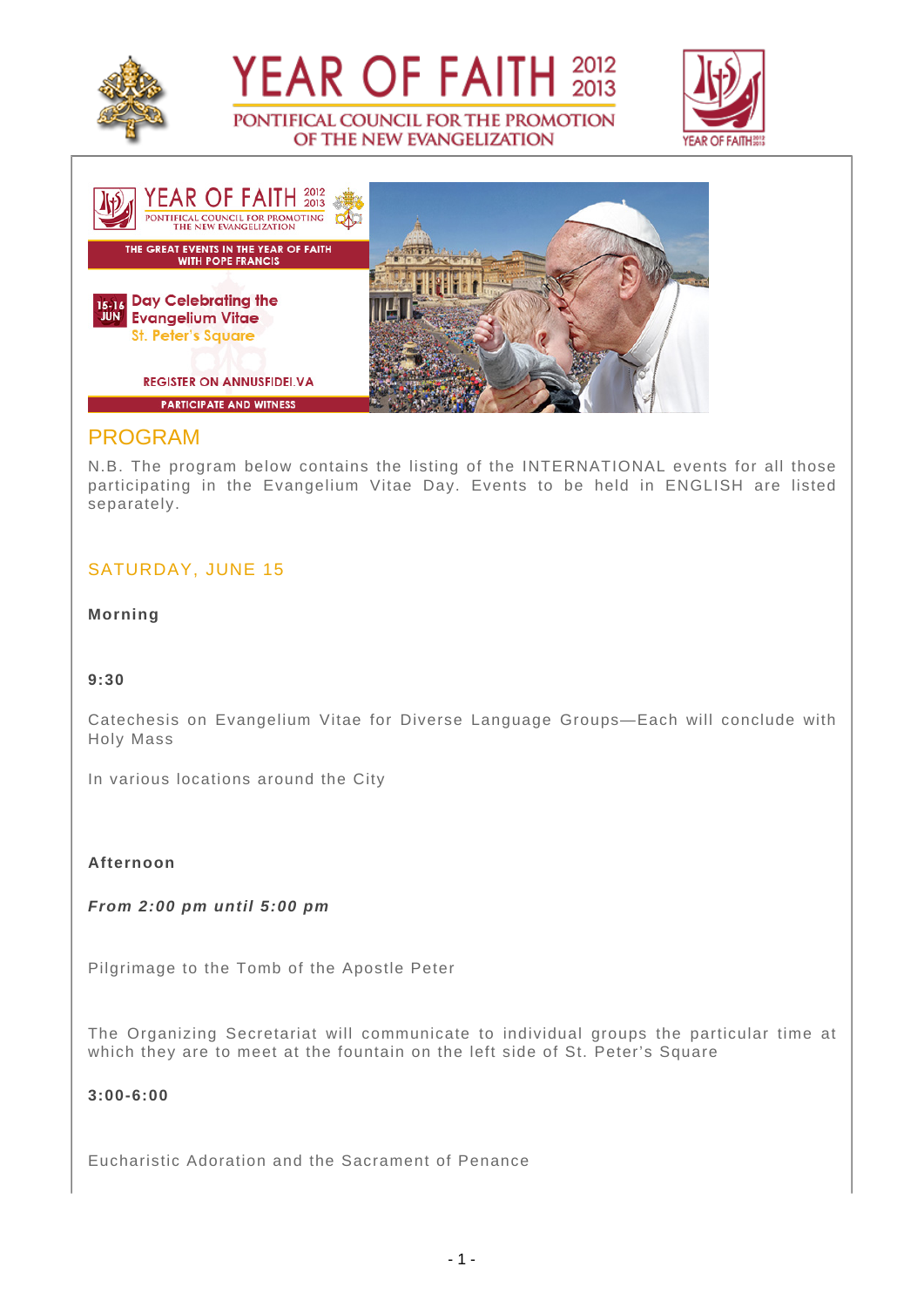# YEAR OF FAITH 2012 2013

PONTIFICAL COUNCIL FOR THE PROMOTION OF THE NEW EVANGELIZATION

YEAR OF FAITH 2012 2013

PONTIFICAL COUNCIL FOR PROMOTING THE NEW EVANGELIZATION

THE GREAT EVENTS IN THE YEAR OF FAITH WITH POPE FRANCIS

15-16 JUN Day Celebrating the Evangelium Vitae
St. Peter's Square

REGISTER ON ANNUSFIDEI.VA

PARTICIPATE AND WITNESS

## PROGRAM

N.B. The program below contains the listing of the INTERNATIONAL events for all those participating in the Evangelium Vitae Day. Events to be held in ENGLISH are listed separately.

### SATURDAY, JUNE 15

**Morning**

**9:30**

Catechesis on Evangelium Vitae for Diverse Language Groups—Each will conclude with Holy Mass

In various locations around the City

**Afternoon**

***From 2:00 pm until 5:00 pm***

Pilgrimage to the Tomb of the Apostle Peter

The Organizing Secretariat will communicate to individual groups the particular time at which they are to meet at the fountain on the left side of St. Peter's Square

**3:00-6:00**

Eucharistic Adoration and the Sacrament of Penance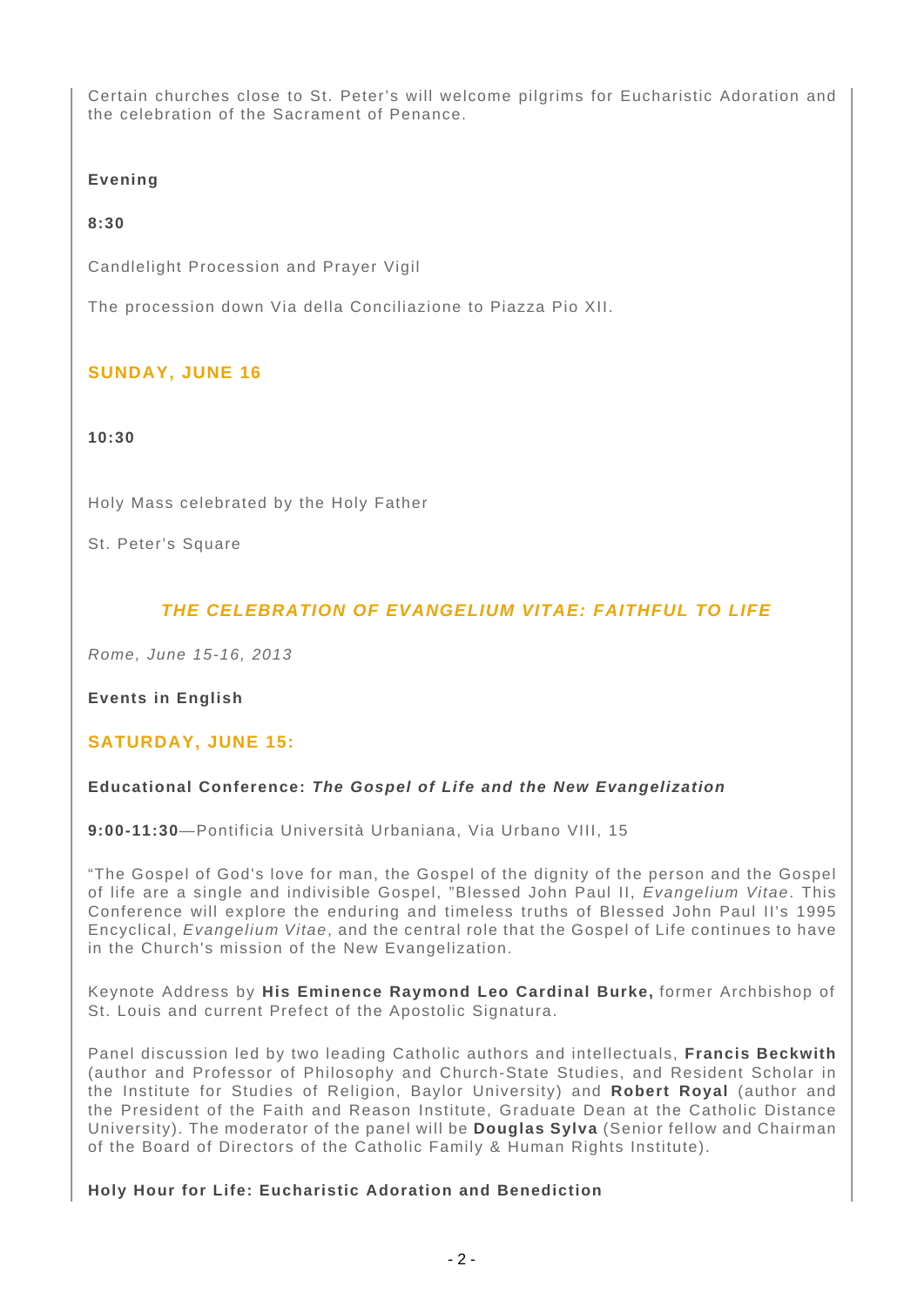Certain churches close to St. Peter's will welcome pilgrims for Eucharistic Adoration and the celebration of the Sacrament of Penance.

**Evening**

**8:30**

Candlelight Procession and Prayer Vigil

The procession down Via della Conciliazione to Piazza Pio XII.

## SUNDAY, JUNE 16

**10:30**

Holy Mass celebrated by the Holy Father

St. Peter's Square

# *THE CELEBRATION OF EVANGELIUM VITAE: FAITHFUL TO LIFE*

*Rome, June 15-16, 2013*

**Events in English**

## SATURDAY, JUNE 15:

**Educational Conference: *The Gospel of Life and the New Evangelization***

**9:00-11:30**—Pontificia Università Urbaniana, Via Urbano VIII, 15

“The Gospel of God's love for man, the Gospel of the dignity of the person and the Gospel of life are a single and indivisible Gospel, ”Blessed John Paul II, *Evangelium Vitae*. This Conference will explore the enduring and timeless truths of Blessed John Paul II's 1995 Encyclical, *Evangelium Vitae*, and the central role that the Gospel of Life continues to have in the Church's mission of the New Evangelization.

Keynote Address by **His Eminence Raymond Leo Cardinal Burke,** former Archbishop of St. Louis and current Prefect of the Apostolic Signatura.

Panel discussion led by two leading Catholic authors and intellectuals, **Francis Beckwith** (author and Professor of Philosophy and Church-State Studies, and Resident Scholar in the Institute for Studies of Religion, Baylor University) and **Robert Royal** (author and the President of the Faith and Reason Institute, Graduate Dean at the Catholic Distance University). The moderator of the panel will be **Douglas Sylva** (Senior fellow and Chairman of the Board of Directors of the Catholic Family & Human Rights Institute).

**Holy Hour for Life: Eucharistic Adoration and Benediction**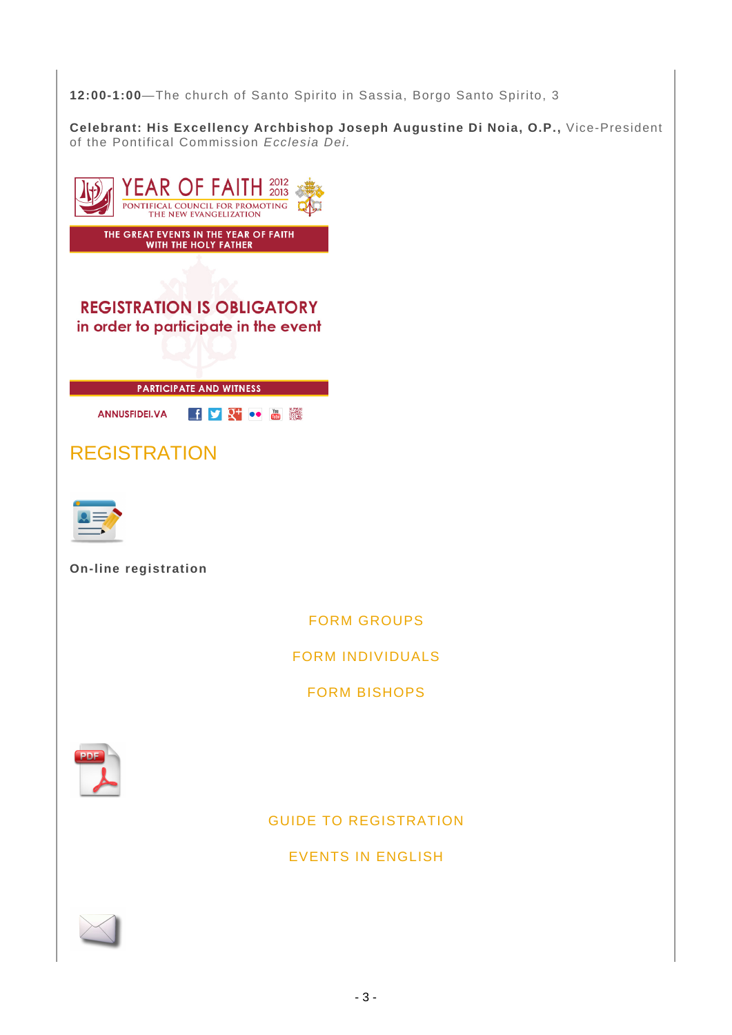**12:00-1:00**—The church of Santo Spirito in Sassia, Borgo Santo Spirito, 3

**Celebrant: His Excellency Archbishop Joseph Augustine Di Noia, O.P.,** Vice-President of the Pontifical Commission *Ecclesia Dei*.

YEAR OF FAITH 2012 2013

PONTIFICAL COUNCIL FOR PROMOTING THE NEW EVANGELIZATION

THE GREAT EVENTS IN THE YEAR OF FAITH WITH THE HOLY FATHER

**REGISTRATION IS OBLIGATORY**
in order to participate in the event

PARTICIPATE AND WITNESS

ANNUSFIDEI.VA

## REGISTRATION

**On-line registration**

FORM GROUPS

FORM INDIVIDUALS

FORM BISHOPS

GUIDE TO REGISTRATION

EVENTS IN ENGLISH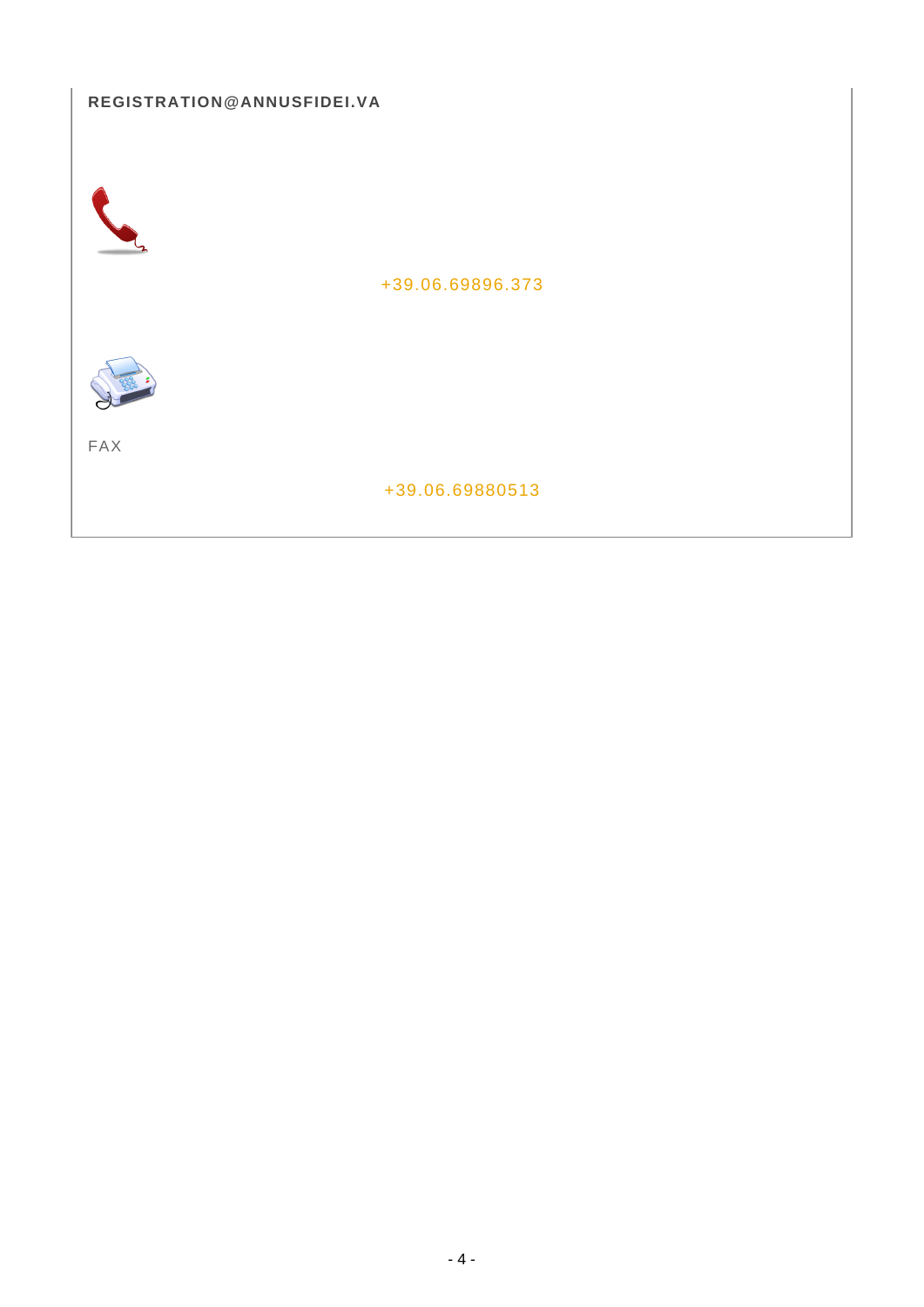**REGISTRATION@ANNUSFIDEI.VA**

+39.06.69896.373

FAX

+39.06.69880513